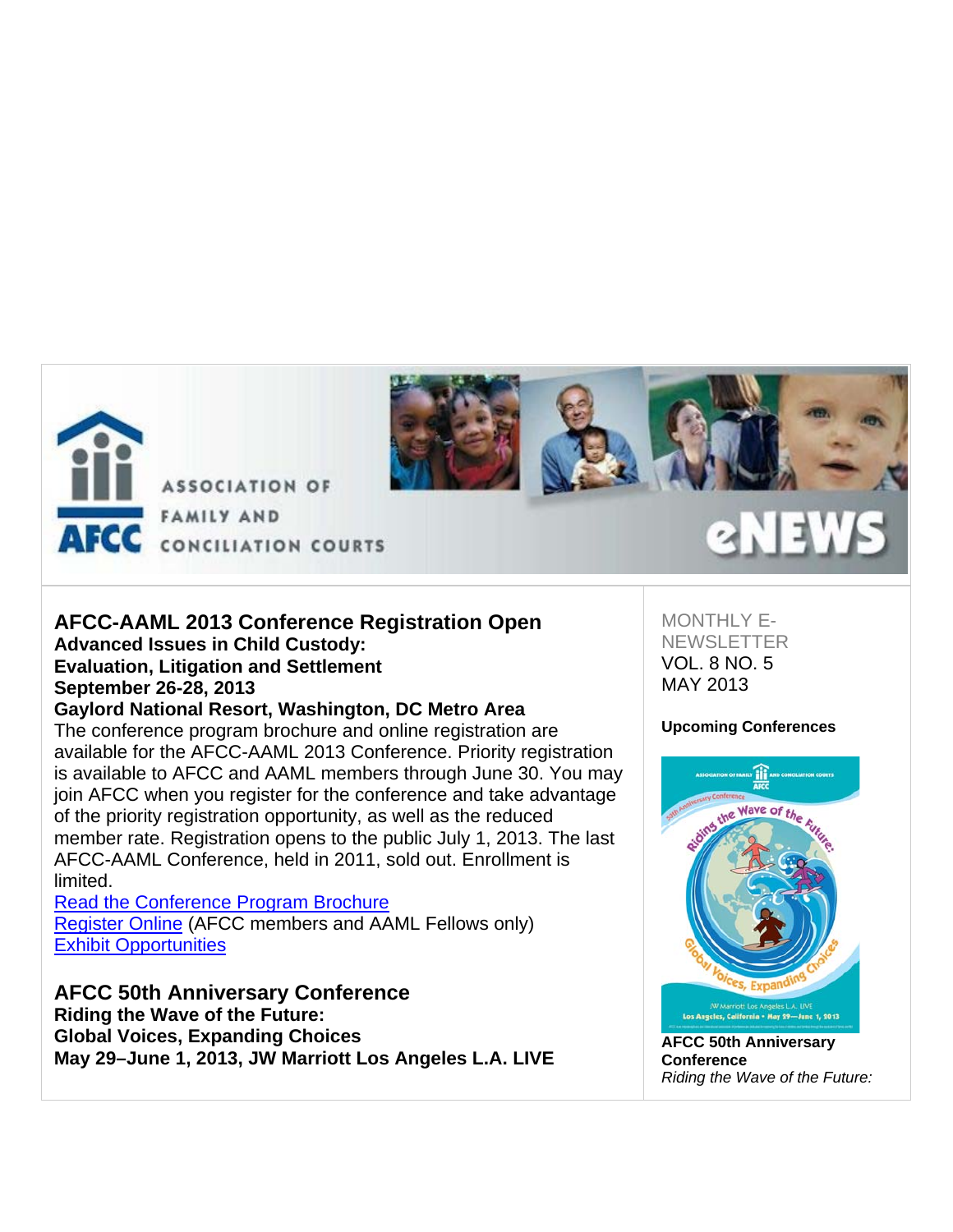ASSOCIATION OF FAMILY AND CONCILIATION COURTS

eNEWS

## AFCC-AAML 2013 Conference Registration Open

**Advanced Issues in Child Custody:**
**Evaluation, Litigation and Settlement**
**September 26-28, 2013**
**Gaylord National Resort, Washington, DC Metro Area**

The conference program brochure and online registration are available for the AFCC-AAML 2013 Conference. Priority registration is available to AFCC and AAML members through June 30. You may join AFCC when you register for the conference and take advantage of the priority registration opportunity, as well as the reduced member rate. Registration opens to the public July 1, 2013. The last AFCC-AAML Conference, held in 2011, sold out. Enrollment is limited.

Read the Conference Program Brochure
Register Online (AFCC members and AAML Fellows only)
Exhibit Opportunities

## AFCC 50th Anniversary Conference

**Riding the Wave of the Future:**
**Global Voices, Expanding Choices**
**May 29–June 1, 2013, JW Marriott Los Angeles L.A. LIVE**

MONTHLY E-NEWSLETTER
VOL. 8 NO. 5
MAY 2013

**Upcoming Conferences**

**AFCC 50th Anniversary Conference**
*Riding the Wave of the Future:*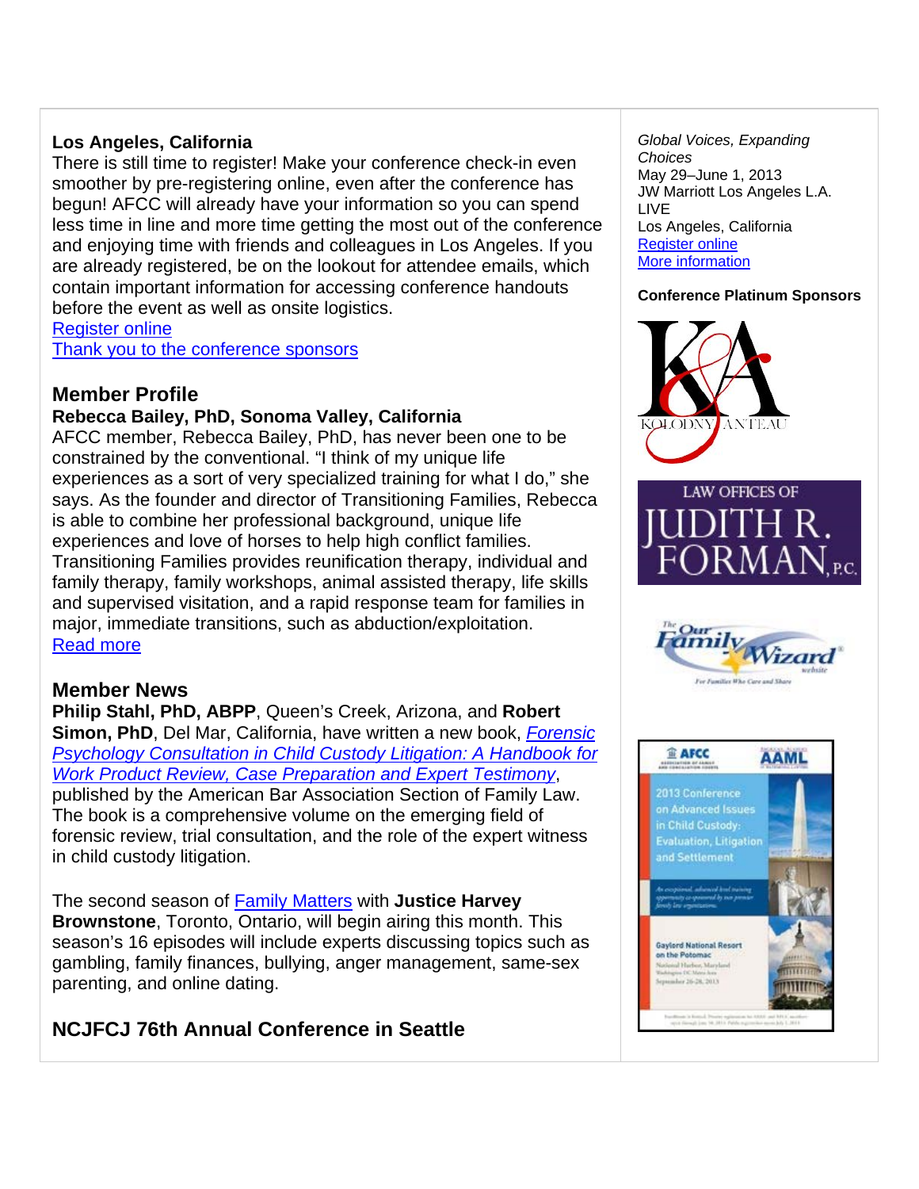**Los Angeles, California**
There is still time to register! Make your conference check-in even smoother by pre-registering online, even after the conference has begun! AFCC will already have your information so you can spend less time in line and more time getting the most out of the conference and enjoying time with friends and colleagues in Los Angeles. If you are already registered, be on the lookout for attendee emails, which contain important information for accessing conference handouts before the event as well as onsite logistics.
Register online
Thank you to the conference sponsors

## Member Profile

**Rebecca Bailey, PhD, Sonoma Valley, California**
AFCC member, Rebecca Bailey, PhD, has never been one to be constrained by the conventional. "I think of my unique life experiences as a sort of very specialized training for what I do," she says. As the founder and director of Transitioning Families, Rebecca is able to combine her professional background, unique life experiences and love of horses to help high conflict families. Transitioning Families provides reunification therapy, individual and family therapy, family workshops, animal assisted therapy, life skills and supervised visitation, and a rapid response team for families in major, immediate transitions, such as abduction/exploitation.
Read more

## Member News

**Philip Stahl, PhD, ABPP**, Queen's Creek, Arizona, and **Robert Simon, PhD**, Del Mar, California, have written a new book, *Forensic Psychology Consultation in Child Custody Litigation: A Handbook for Work Product Review, Case Preparation and Expert Testimony*, published by the American Bar Association Section of Family Law. The book is a comprehensive volume on the emerging field of forensic review, trial consultation, and the role of the expert witness in child custody litigation.

The second season of Family Matters with **Justice Harvey Brownstone**, Toronto, Ontario, will begin airing this month. This season's 16 episodes will include experts discussing topics such as gambling, family finances, bullying, anger management, same-sex parenting, and online dating.

## NCJFCJ 76th Annual Conference in Seattle

*Global Voices, Expanding Choices*
May 29–June 1, 2013
JW Marriott Los Angeles L.A. LIVE
Los Angeles, California
Register online
More information

**Conference Platinum Sponsors**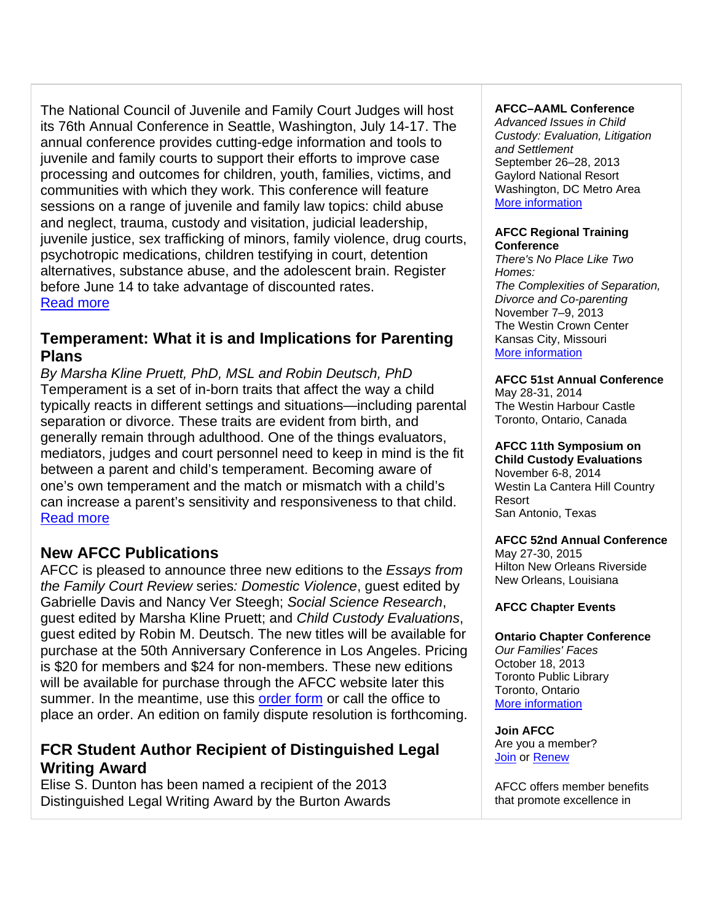The National Council of Juvenile and Family Court Judges will host its 76th Annual Conference in Seattle, Washington, July 14-17. The annual conference provides cutting-edge information and tools to juvenile and family courts to support their efforts to improve case processing and outcomes for children, youth, families, victims, and communities with which they work. This conference will feature sessions on a range of juvenile and family law topics: child abuse and neglect, trauma, custody and visitation, judicial leadership, juvenile justice, sex trafficking of minors, family violence, drug courts, psychotropic medications, children testifying in court, detention alternatives, substance abuse, and the adolescent brain. Register before June 14 to take advantage of discounted rates.
[Read more]

## Temperament: What it is and Implications for Parenting Plans

*By Marsha Kline Pruett, PhD, MSL and Robin Deutsch, PhD*
Temperament is a set of in-born traits that affect the way a child typically reacts in different settings and situations—including parental separation or divorce. These traits are evident from birth, and generally remain through adulthood. One of the things evaluators, mediators, judges and court personnel need to keep in mind is the fit between a parent and child's temperament. Becoming aware of one's own temperament and the match or mismatch with a child's can increase a parent's sensitivity and responsiveness to that child.
[Read more]

## New AFCC Publications

AFCC is pleased to announce three new editions to the *Essays from the Family Court Review* series*: Domestic Violence*, guest edited by Gabrielle Davis and Nancy Ver Steegh; *Social Science Research*, guest edited by Marsha Kline Pruett; and *Child Custody Evaluations*, guest edited by Robin M. Deutsch. The new titles will be available for purchase at the 50th Anniversary Conference in Los Angeles. Pricing is $20 for members and $24 for non-members. These new editions will be available for purchase through the AFCC website later this summer. In the meantime, use this [order form] or call the office to place an order. An edition on family dispute resolution is forthcoming.

## FCR Student Author Recipient of Distinguished Legal Writing Award

Elise S. Dunton has been named a recipient of the 2013 Distinguished Legal Writing Award by the Burton Awards

**AFCC–AAML Conference**
*Advanced Issues in Child Custody: Evaluation, Litigation and Settlement*
September 26–28, 2013
Gaylord National Resort
Washington, DC Metro Area
[More information]

**AFCC Regional Training Conference**
*There's No Place Like Two Homes:*
*The Complexities of Separation, Divorce and Co-parenting*
November 7–9, 2013
The Westin Crown Center
Kansas City, Missouri
[More information]

**AFCC 51st Annual Conference**
May 28-31, 2014
The Westin Harbour Castle
Toronto, Ontario, Canada

**AFCC 11th Symposium on Child Custody Evaluations**
November 6-8, 2014
Westin La Cantera Hill Country Resort
San Antonio, Texas

**AFCC 52nd Annual Conference**
May 27-30, 2015
Hilton New Orleans Riverside
New Orleans, Louisiana

**AFCC Chapter Events**

**Ontario Chapter Conference**
*Our Families' Faces*
October 18, 2013
Toronto Public Library
Toronto, Ontario
[More information]

**Join AFCC**
Are you a member?
[Join] or [Renew]

AFCC offers member benefits that promote excellence in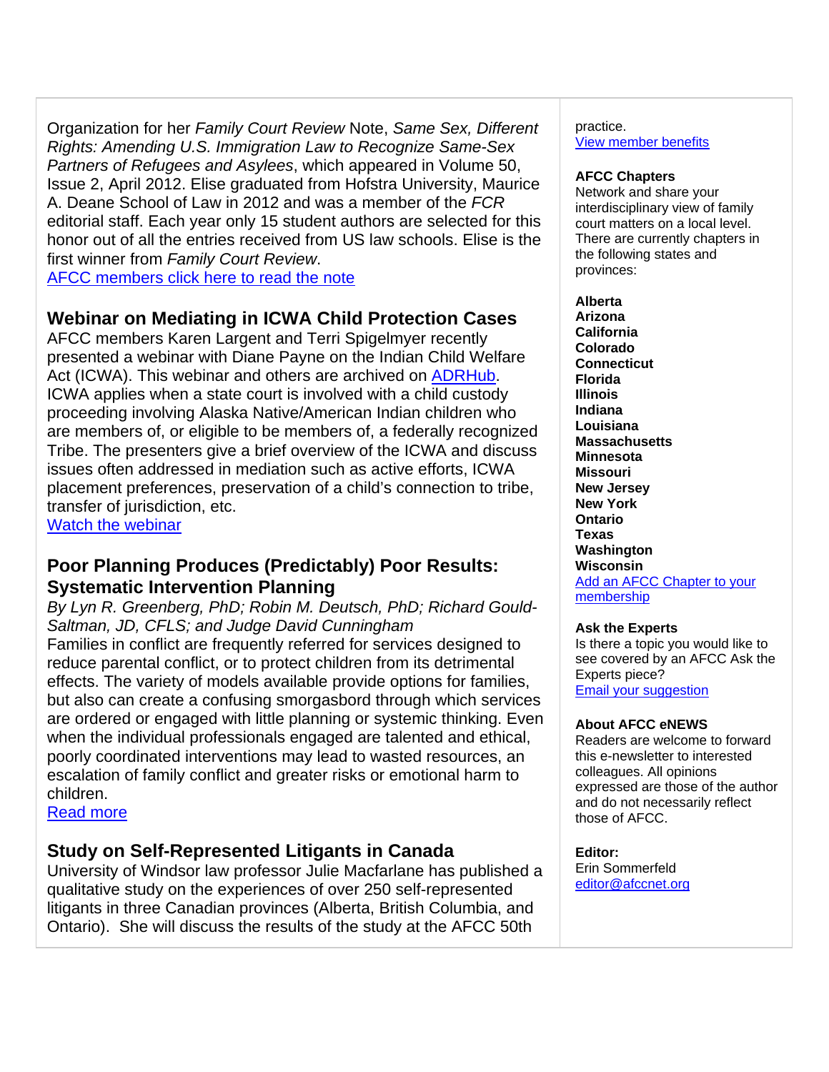Organization for her *Family Court Review* Note, *Same Sex, Different Rights: Amending U.S. Immigration Law to Recognize Same-Sex Partners of Refugees and Asylees*, which appeared in Volume 50, Issue 2, April 2012. Elise graduated from Hofstra University, Maurice A. Deane School of Law in 2012 and was a member of the *FCR* editorial staff. Each year only 15 student authors are selected for this honor out of all the entries received from US law schools. Elise is the first winner from *Family Court Review*.
AFCC members click here to read the note

## Webinar on Mediating in ICWA Child Protection Cases

AFCC members Karen Largent and Terri Spigelmyer recently presented a webinar with Diane Payne on the Indian Child Welfare Act (ICWA). This webinar and others are archived on ADRHub. ICWA applies when a state court is involved with a child custody proceeding involving Alaska Native/American Indian children who are members of, or eligible to be members of, a federally recognized Tribe. The presenters give a brief overview of the ICWA and discuss issues often addressed in mediation such as active efforts, ICWA placement preferences, preservation of a child's connection to tribe, transfer of jurisdiction, etc.
Watch the webinar

## Poor Planning Produces (Predictably) Poor Results: Systematic Intervention Planning

*By Lyn R. Greenberg, PhD; Robin M. Deutsch, PhD; Richard Gould-Saltman, JD, CFLS; and Judge David Cunningham*
Families in conflict are frequently referred for services designed to reduce parental conflict, or to protect children from its detrimental effects. The variety of models available provide options for families, but also can create a confusing smorgasbord through which services are ordered or engaged with little planning or systemic thinking. Even when the individual professionals engaged are talented and ethical, poorly coordinated interventions may lead to wasted resources, an escalation of family conflict and greater risks or emotional harm to children.
Read more

## Study on Self-Represented Litigants in Canada

University of Windsor law professor Julie Macfarlane has published a qualitative study on the experiences of over 250 self-represented litigants in three Canadian provinces (Alberta, British Columbia, and Ontario). She will discuss the results of the study at the AFCC 50th

practice.
View member benefits

**AFCC Chapters**
Network and share your interdisciplinary view of family court matters on a local level. There are currently chapters in the following states and provinces:

**Alberta**
**Arizona**
**California**
**Colorado**
**Connecticut**
**Florida**
**Illinois**
**Indiana**
**Louisiana**
**Massachusetts**
**Minnesota**
**Missouri**
**New Jersey**
**New York**
**Ontario**
**Texas**
**Washington**
**Wisconsin**
Add an AFCC Chapter to your membership

**Ask the Experts**
Is there a topic you would like to see covered by an AFCC Ask the Experts piece?
Email your suggestion

**About AFCC eNEWS**
Readers are welcome to forward this e-newsletter to interested colleagues. All opinions expressed are those of the author and do not necessarily reflect those of AFCC.

**Editor:**
Erin Sommerfeld
editor@afccnet.org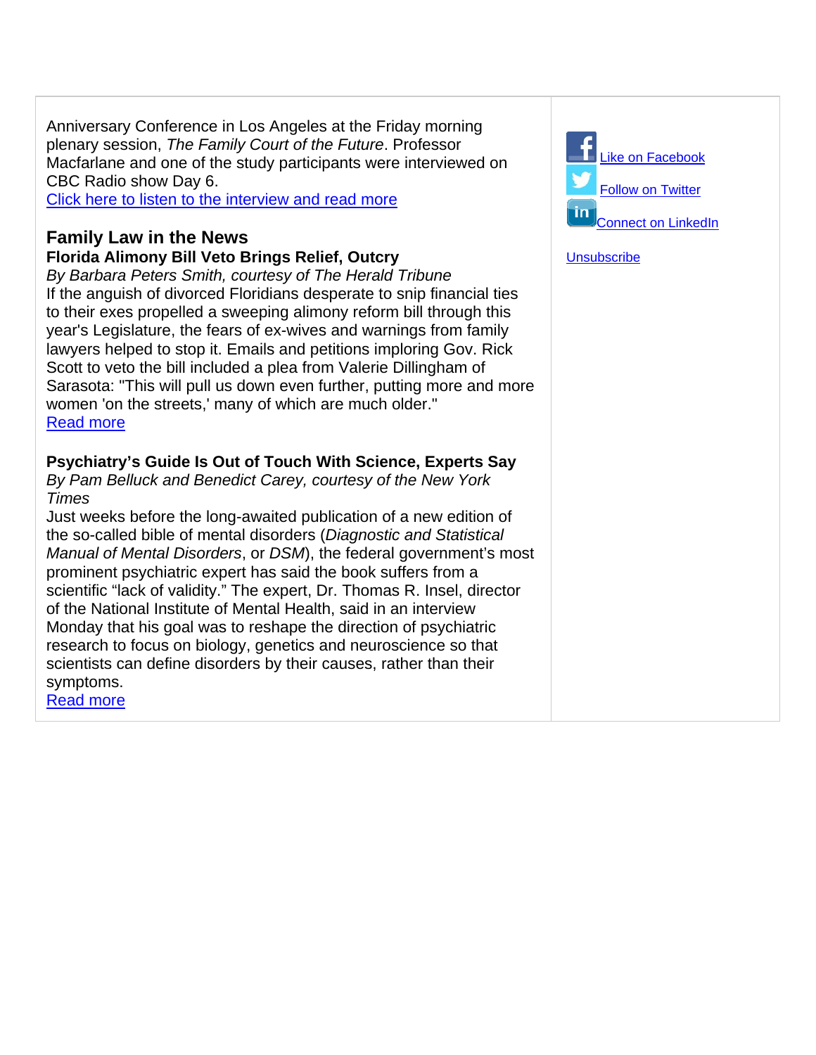Anniversary Conference in Los Angeles at the Friday morning plenary session, *The Family Court of the Future*. Professor Macfarlane and one of the study participants were interviewed on CBC Radio show Day 6.
[Click here to listen to the interview and read more]

## Family Law in the News

**Florida Alimony Bill Veto Brings Relief, Outcry**
*By Barbara Peters Smith, courtesy of The Herald Tribune*
If the anguish of divorced Floridians desperate to snip financial ties to their exes propelled a sweeping alimony reform bill through this year's Legislature, the fears of ex-wives and warnings from family lawyers helped to stop it. Emails and petitions imploring Gov. Rick Scott to veto the bill included a plea from Valerie Dillingham of Sarasota: "This will pull us down even further, putting more and more women 'on the streets,' many of which are much older."
[Read more]

**Psychiatry's Guide Is Out of Touch With Science, Experts Say**
*By Pam Belluck and Benedict Carey, courtesy of the New York Times*
Just weeks before the long-awaited publication of a new edition of the so-called bible of mental disorders (*Diagnostic and Statistical Manual of Mental Disorders*, or *DSM*), the federal government's most prominent psychiatric expert has said the book suffers from a scientific "lack of validity." The expert, Dr. Thomas R. Insel, director of the National Institute of Mental Health, said in an interview Monday that his goal was to reshape the direction of psychiatric research to focus on biology, genetics and neuroscience so that scientists can define disorders by their causes, rather than their symptoms.
[Read more]

[Like on Facebook]
[Follow on Twitter]
[Connect on LinkedIn]

[Unsubscribe]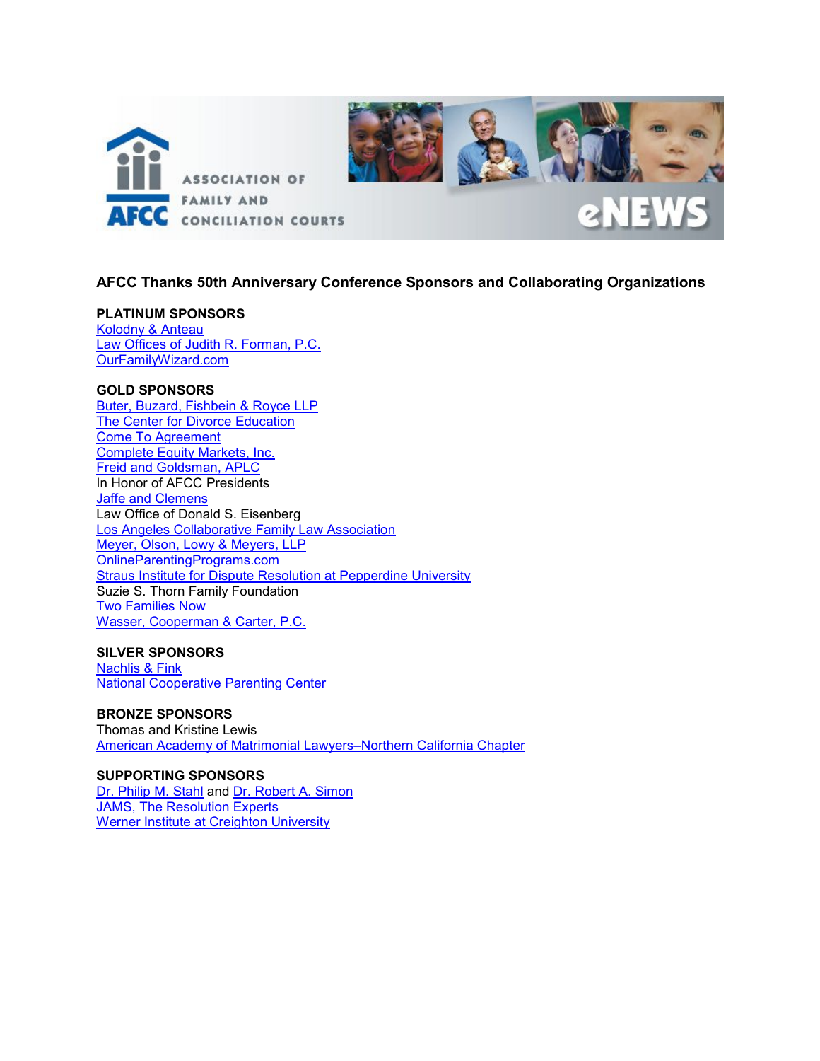## AFCC Thanks 50th Anniversary Conference Sponsors and Collaborating Organizations

**PLATINUM SPONSORS**
Kolodny & Anteau
Law Offices of Judith R. Forman, P.C.
OurFamilyWizard.com

**GOLD SPONSORS**
Buter, Buzard, Fishbein & Royce LLP
The Center for Divorce Education
Come To Agreement
Complete Equity Markets, Inc.
Freid and Goldsman, APLC
In Honor of AFCC Presidents
Jaffe and Clemens
Law Office of Donald S. Eisenberg
Los Angeles Collaborative Family Law Association
Meyer, Olson, Lowy & Meyers, LLP
OnlineParentingPrograms.com
Straus Institute for Dispute Resolution at Pepperdine University
Suzie S. Thorn Family Foundation
Two Families Now
Wasser, Cooperman & Carter, P.C.

**SILVER SPONSORS**
Nachlis & Fink
National Cooperative Parenting Center

**BRONZE SPONSORS**
Thomas and Kristine Lewis
American Academy of Matrimonial Lawyers–Northern California Chapter

**SUPPORTING SPONSORS**
Dr. Philip M. Stahl and Dr. Robert A. Simon
JAMS, The Resolution Experts
Werner Institute at Creighton University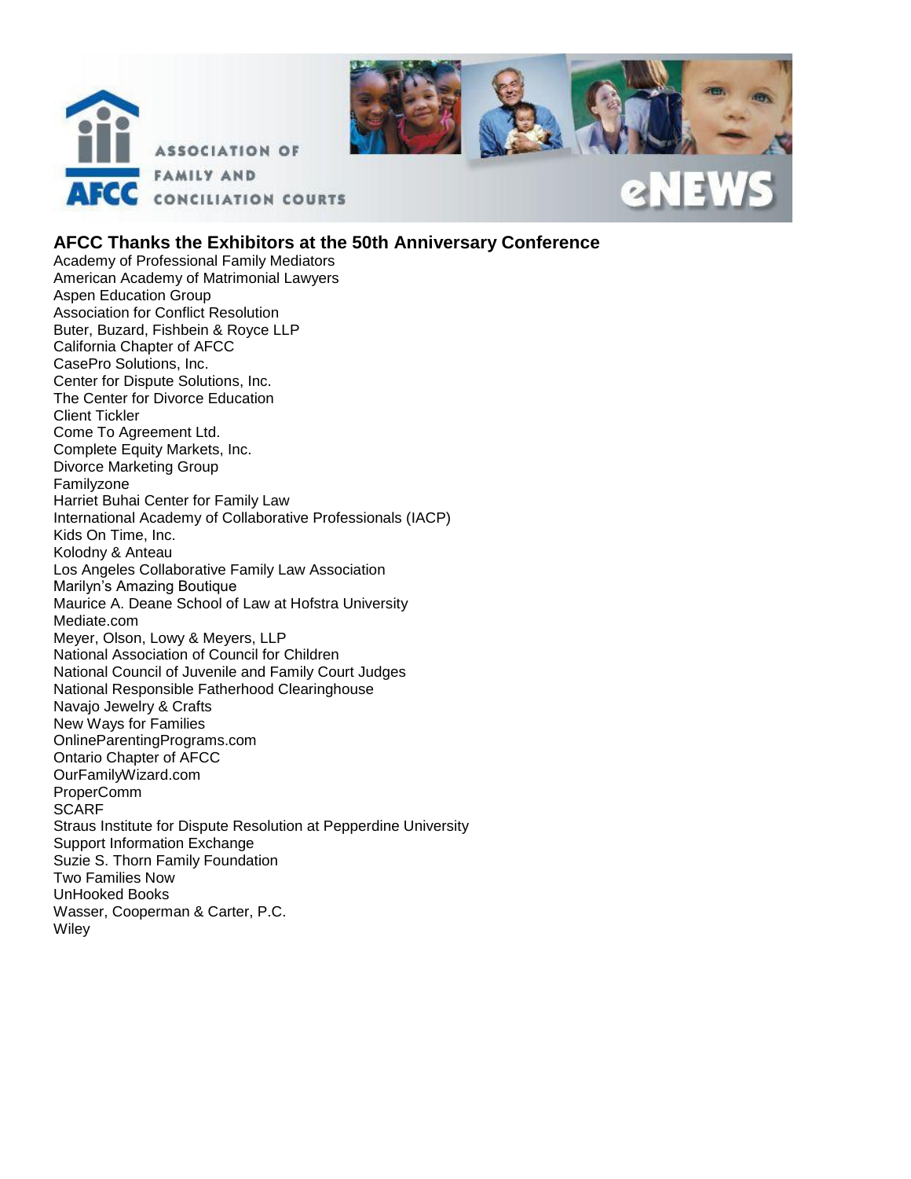## AFCC Thanks the Exhibitors at the 50th Anniversary Conference

Academy of Professional Family Mediators
American Academy of Matrimonial Lawyers
Aspen Education Group
Association for Conflict Resolution
Buter, Buzard, Fishbein & Royce LLP
California Chapter of AFCC
CasePro Solutions, Inc.
Center for Dispute Solutions, Inc.
The Center for Divorce Education
Client Tickler
Come To Agreement Ltd.
Complete Equity Markets, Inc.
Divorce Marketing Group
Familyzone
Harriet Buhai Center for Family Law
International Academy of Collaborative Professionals (IACP)
Kids On Time, Inc.
Kolodny & Anteau
Los Angeles Collaborative Family Law Association
Marilyn's Amazing Boutique
Maurice A. Deane School of Law at Hofstra University
Mediate.com
Meyer, Olson, Lowy & Meyers, LLP
National Association of Council for Children
National Council of Juvenile and Family Court Judges
National Responsible Fatherhood Clearinghouse
Navajo Jewelry & Crafts
New Ways for Families
OnlineParentingPrograms.com
Ontario Chapter of AFCC
OurFamilyWizard.com
ProperComm
SCARF
Straus Institute for Dispute Resolution at Pepperdine University
Support Information Exchange
Suzie S. Thorn Family Foundation
Two Families Now
UnHooked Books
Wasser, Cooperman & Carter, P.C.
Wiley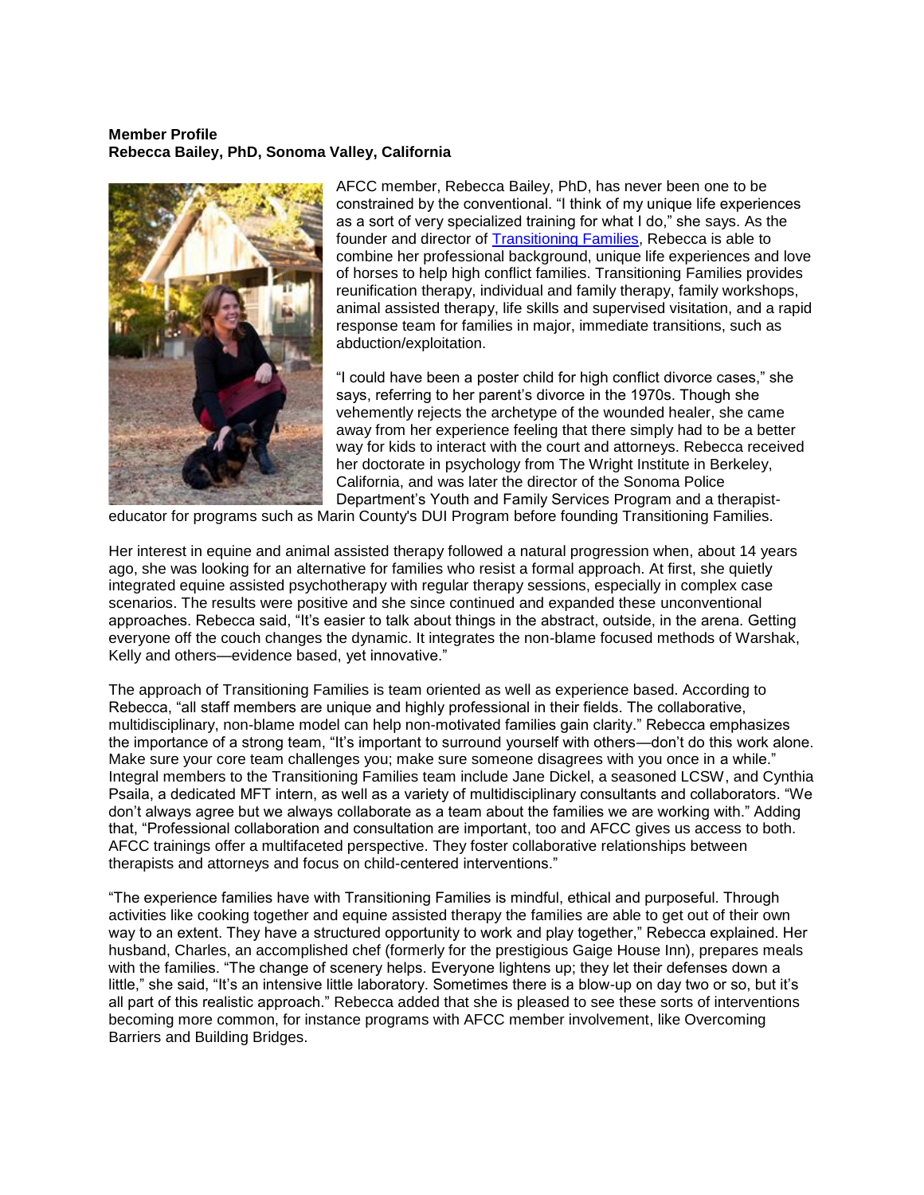**Member Profile**
**Rebecca Bailey, PhD, Sonoma Valley, California**

AFCC member, Rebecca Bailey, PhD, has never been one to be constrained by the conventional. "I think of my unique life experiences as a sort of very specialized training for what I do," she says. As the founder and director of [Transitioning Families](), Rebecca is able to combine her professional background, unique life experiences and love of horses to help high conflict families. Transitioning Families provides reunification therapy, individual and family therapy, family workshops, animal assisted therapy, life skills and supervised visitation, and a rapid response team for families in major, immediate transitions, such as abduction/exploitation.

"I could have been a poster child for high conflict divorce cases," she says, referring to her parent's divorce in the 1970s. Though she vehemently rejects the archetype of the wounded healer, she came away from her experience feeling that there simply had to be a better way for kids to interact with the court and attorneys. Rebecca received her doctorate in psychology from The Wright Institute in Berkeley, California, and was later the director of the Sonoma Police Department's Youth and Family Services Program and a therapist-educator for programs such as Marin County's DUI Program before founding Transitioning Families.

Her interest in equine and animal assisted therapy followed a natural progression when, about 14 years ago, she was looking for an alternative for families who resist a formal approach. At first, she quietly integrated equine assisted psychotherapy with regular therapy sessions, especially in complex case scenarios. The results were positive and she since continued and expanded these unconventional approaches. Rebecca said, "It's easier to talk about things in the abstract, outside, in the arena. Getting everyone off the couch changes the dynamic. It integrates the non-blame focused methods of Warshak, Kelly and others—evidence based, yet innovative."

The approach of Transitioning Families is team oriented as well as experience based. According to Rebecca, "all staff members are unique and highly professional in their fields. The collaborative, multidisciplinary, non-blame model can help non-motivated families gain clarity." Rebecca emphasizes the importance of a strong team, "It's important to surround yourself with others—don't do this work alone. Make sure your core team challenges you; make sure someone disagrees with you once in a while." Integral members to the Transitioning Families team include Jane Dickel, a seasoned LCSW, and Cynthia Psaila, a dedicated MFT intern, as well as a variety of multidisciplinary consultants and collaborators. "We don't always agree but we always collaborate as a team about the families we are working with." Adding that, "Professional collaboration and consultation are important, too and AFCC gives us access to both. AFCC trainings offer a multifaceted perspective. They foster collaborative relationships between therapists and attorneys and focus on child-centered interventions."

"The experience families have with Transitioning Families is mindful, ethical and purposeful. Through activities like cooking together and equine assisted therapy the families are able to get out of their own way to an extent. They have a structured opportunity to work and play together," Rebecca explained. Her husband, Charles, an accomplished chef (formerly for the prestigious Gaige House Inn), prepares meals with the families. "The change of scenery helps. Everyone lightens up; they let their defenses down a little," she said, "It's an intensive little laboratory. Sometimes there is a blow-up on day two or so, but it's all part of this realistic approach." Rebecca added that she is pleased to see these sorts of interventions becoming more common, for instance programs with AFCC member involvement, like Overcoming Barriers and Building Bridges.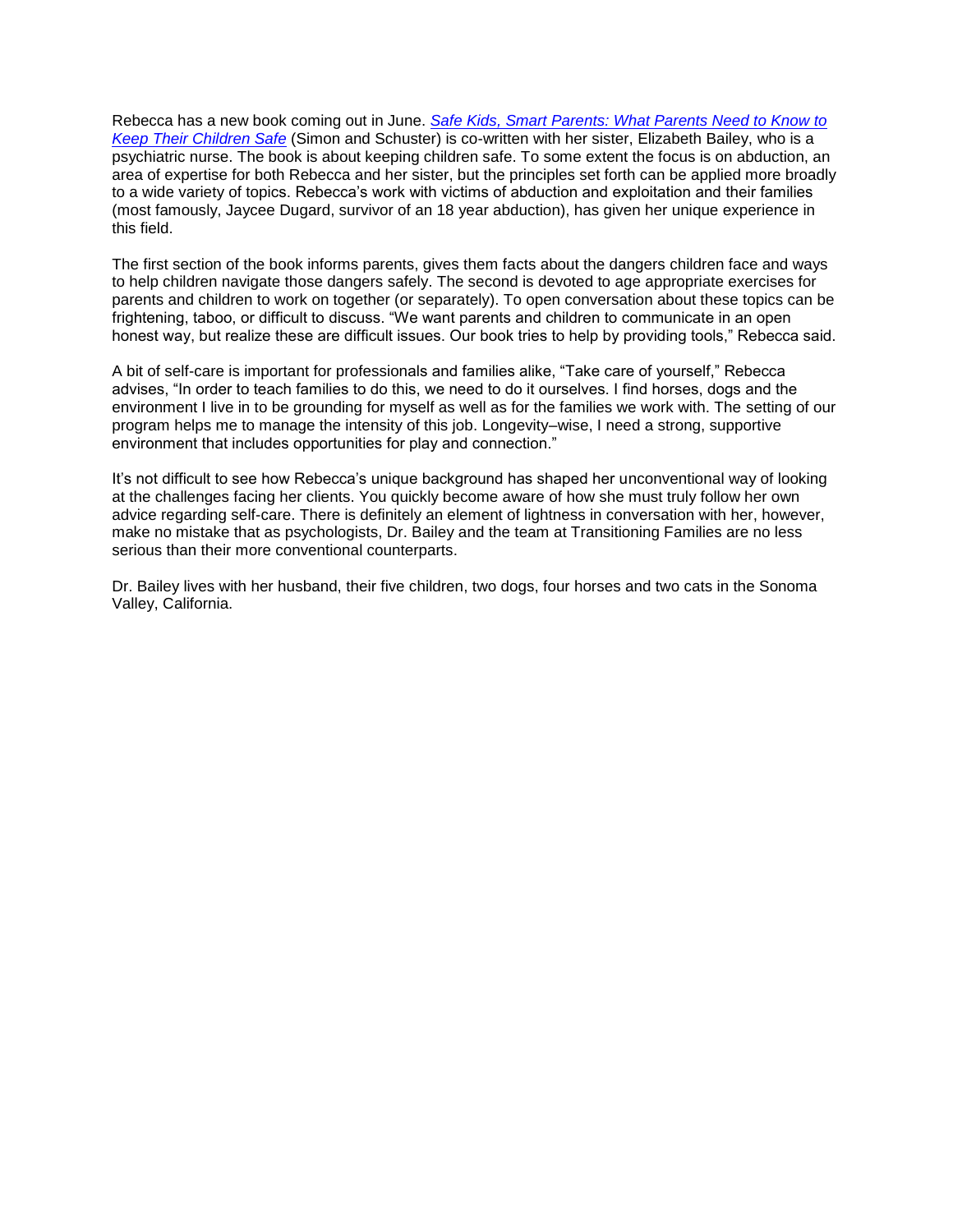Rebecca has a new book coming out in June. *Safe Kids, Smart Parents: What Parents Need to Know to Keep Their Children Safe* (Simon and Schuster) is co-written with her sister, Elizabeth Bailey, who is a psychiatric nurse. The book is about keeping children safe. To some extent the focus is on abduction, an area of expertise for both Rebecca and her sister, but the principles set forth can be applied more broadly to a wide variety of topics. Rebecca's work with victims of abduction and exploitation and their families (most famously, Jaycee Dugard, survivor of an 18 year abduction), has given her unique experience in this field.

The first section of the book informs parents, gives them facts about the dangers children face and ways to help children navigate those dangers safely. The second is devoted to age appropriate exercises for parents and children to work on together (or separately). To open conversation about these topics can be frightening, taboo, or difficult to discuss. "We want parents and children to communicate in an open honest way, but realize these are difficult issues. Our book tries to help by providing tools," Rebecca said.

A bit of self-care is important for professionals and families alike, "Take care of yourself," Rebecca advises, "In order to teach families to do this, we need to do it ourselves. I find horses, dogs and the environment I live in to be grounding for myself as well as for the families we work with. The setting of our program helps me to manage the intensity of this job. Longevity–wise, I need a strong, supportive environment that includes opportunities for play and connection."

It's not difficult to see how Rebecca's unique background has shaped her unconventional way of looking at the challenges facing her clients. You quickly become aware of how she must truly follow her own advice regarding self-care. There is definitely an element of lightness in conversation with her, however, make no mistake that as psychologists, Dr. Bailey and the team at Transitioning Families are no less serious than their more conventional counterparts.

Dr. Bailey lives with her husband, their five children, two dogs, four horses and two cats in the Sonoma Valley, California.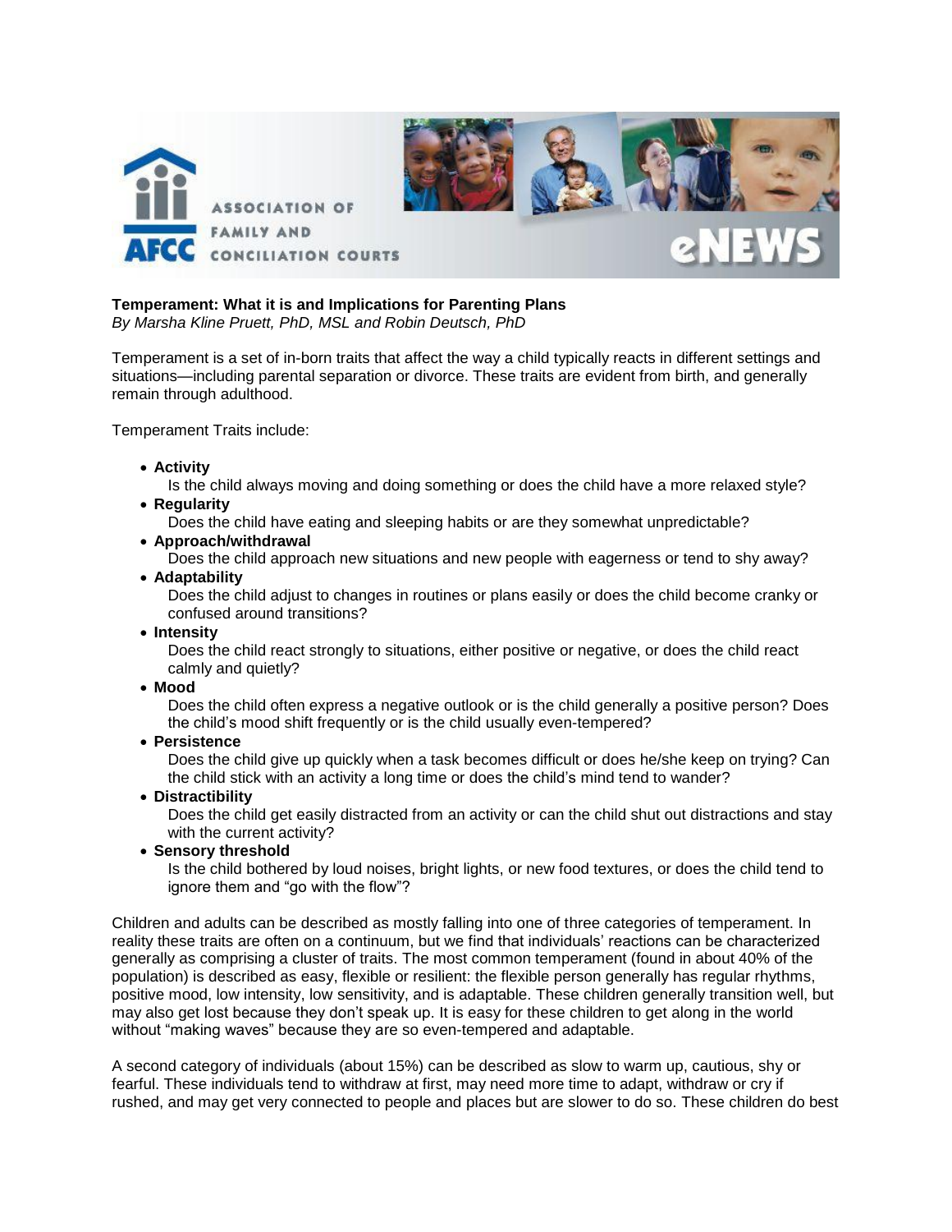**Temperament: What it is and Implications for Parenting Plans**
*By Marsha Kline Pruett, PhD, MSL and Robin Deutsch, PhD*

Temperament is a set of in-born traits that affect the way a child typically reacts in different settings and situations—including parental separation or divorce. These traits are evident from birth, and generally remain through adulthood.

Temperament Traits include:

- **Activity**
  Is the child always moving and doing something or does the child have a more relaxed style?
- **Regularity**
  Does the child have eating and sleeping habits or are they somewhat unpredictable?
- **Approach/withdrawal**
  Does the child approach new situations and new people with eagerness or tend to shy away?
- **Adaptability**
  Does the child adjust to changes in routines or plans easily or does the child become cranky or confused around transitions?
- **Intensity**
  Does the child react strongly to situations, either positive or negative, or does the child react calmly and quietly?
- **Mood**
  Does the child often express a negative outlook or is the child generally a positive person? Does the child's mood shift frequently or is the child usually even-tempered?
- **Persistence**
  Does the child give up quickly when a task becomes difficult or does he/she keep on trying? Can the child stick with an activity a long time or does the child's mind tend to wander?
- **Distractibility**
  Does the child get easily distracted from an activity or can the child shut out distractions and stay with the current activity?
- **Sensory threshold**
  Is the child bothered by loud noises, bright lights, or new food textures, or does the child tend to ignore them and "go with the flow"?

Children and adults can be described as mostly falling into one of three categories of temperament. In reality these traits are often on a continuum, but we find that individuals' reactions can be characterized generally as comprising a cluster of traits. The most common temperament (found in about 40% of the population) is described as easy, flexible or resilient: the flexible person generally has regular rhythms, positive mood, low intensity, low sensitivity, and is adaptable. These children generally transition well, but may also get lost because they don't speak up. It is easy for these children to get along in the world without "making waves" because they are so even-tempered and adaptable.

A second category of individuals (about 15%) can be described as slow to warm up, cautious, shy or fearful. These individuals tend to withdraw at first, may need more time to adapt, withdraw or cry if rushed, and may get very connected to people and places but are slower to do so. These children do best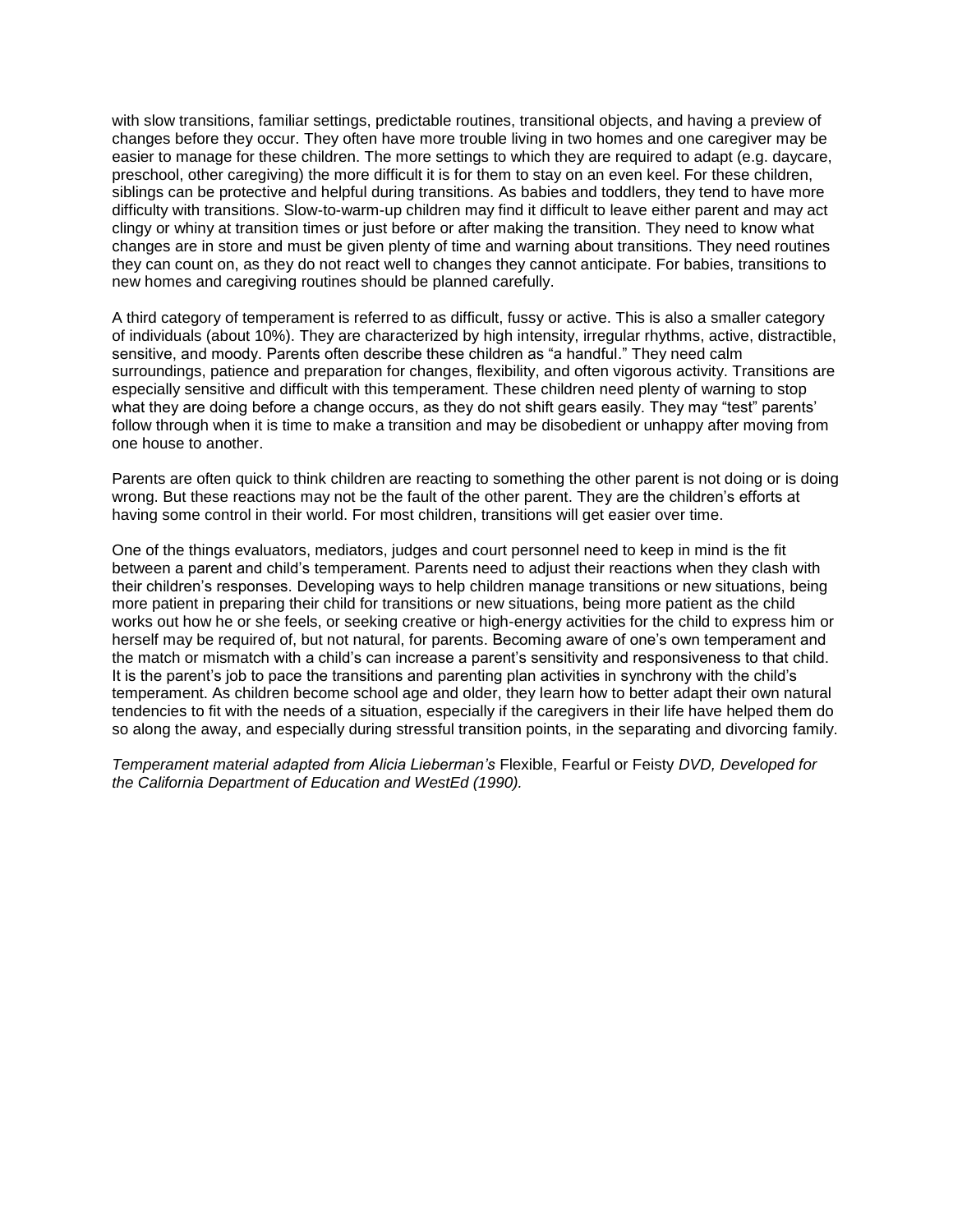with slow transitions, familiar settings, predictable routines, transitional objects, and having a preview of changes before they occur. They often have more trouble living in two homes and one caregiver may be easier to manage for these children. The more settings to which they are required to adapt (e.g. daycare, preschool, other caregiving) the more difficult it is for them to stay on an even keel. For these children, siblings can be protective and helpful during transitions. As babies and toddlers, they tend to have more difficulty with transitions. Slow-to-warm-up children may find it difficult to leave either parent and may act clingy or whiny at transition times or just before or after making the transition. They need to know what changes are in store and must be given plenty of time and warning about transitions. They need routines they can count on, as they do not react well to changes they cannot anticipate. For babies, transitions to new homes and caregiving routines should be planned carefully.

A third category of temperament is referred to as difficult, fussy or active. This is also a smaller category of individuals (about 10%). They are characterized by high intensity, irregular rhythms, active, distractible, sensitive, and moody. Parents often describe these children as "a handful." They need calm surroundings, patience and preparation for changes, flexibility, and often vigorous activity. Transitions are especially sensitive and difficult with this temperament. These children need plenty of warning to stop what they are doing before a change occurs, as they do not shift gears easily. They may "test" parents' follow through when it is time to make a transition and may be disobedient or unhappy after moving from one house to another.

Parents are often quick to think children are reacting to something the other parent is not doing or is doing wrong. But these reactions may not be the fault of the other parent. They are the children's efforts at having some control in their world. For most children, transitions will get easier over time.

One of the things evaluators, mediators, judges and court personnel need to keep in mind is the fit between a parent and child's temperament. Parents need to adjust their reactions when they clash with their children's responses. Developing ways to help children manage transitions or new situations, being more patient in preparing their child for transitions or new situations, being more patient as the child works out how he or she feels, or seeking creative or high-energy activities for the child to express him or herself may be required of, but not natural, for parents. Becoming aware of one's own temperament and the match or mismatch with a child's can increase a parent's sensitivity and responsiveness to that child. It is the parent's job to pace the transitions and parenting plan activities in synchrony with the child's temperament. As children become school age and older, they learn how to better adapt their own natural tendencies to fit with the needs of a situation, especially if the caregivers in their life have helped them do so along the away, and especially during stressful transition points, in the separating and divorcing family.

*Temperament material adapted from Alicia Lieberman's* Flexible, Fearful or Feisty *DVD, Developed for the California Department of Education and WestEd (1990).*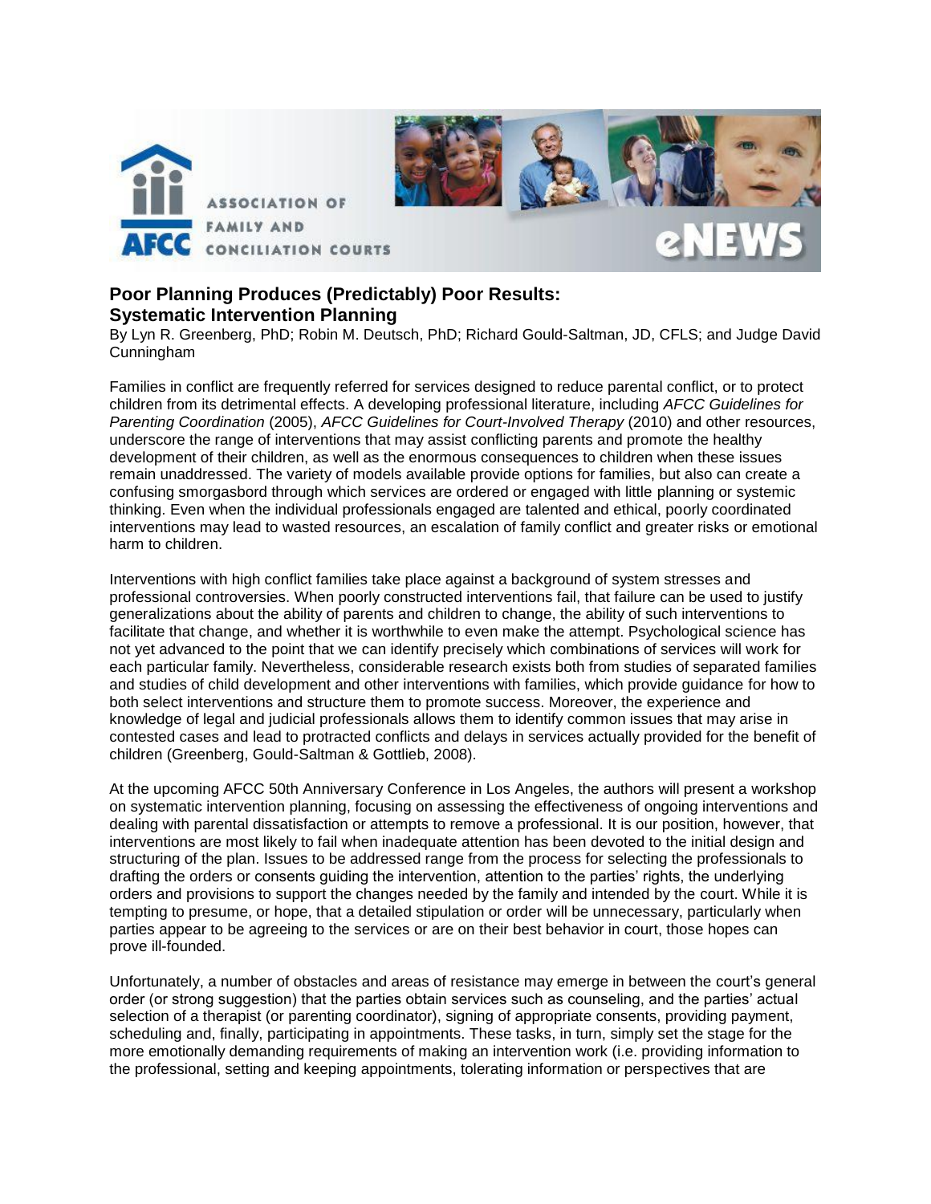## Poor Planning Produces (Predictably) Poor Results: Systematic Intervention Planning

By Lyn R. Greenberg, PhD; Robin M. Deutsch, PhD; Richard Gould-Saltman, JD, CFLS; and Judge David Cunningham

Families in conflict are frequently referred for services designed to reduce parental conflict, or to protect children from its detrimental effects. A developing professional literature, including *AFCC Guidelines for Parenting Coordination* (2005), *AFCC Guidelines for Court-Involved Therapy* (2010) and other resources, underscore the range of interventions that may assist conflicting parents and promote the healthy development of their children, as well as the enormous consequences to children when these issues remain unaddressed. The variety of models available provide options for families, but also can create a confusing smorgasbord through which services are ordered or engaged with little planning or systemic thinking. Even when the individual professionals engaged are talented and ethical, poorly coordinated interventions may lead to wasted resources, an escalation of family conflict and greater risks or emotional harm to children.

Interventions with high conflict families take place against a background of system stresses and professional controversies. When poorly constructed interventions fail, that failure can be used to justify generalizations about the ability of parents and children to change, the ability of such interventions to facilitate that change, and whether it is worthwhile to even make the attempt. Psychological science has not yet advanced to the point that we can identify precisely which combinations of services will work for each particular family. Nevertheless, considerable research exists both from studies of separated families and studies of child development and other interventions with families, which provide guidance for how to both select interventions and structure them to promote success. Moreover, the experience and knowledge of legal and judicial professionals allows them to identify common issues that may arise in contested cases and lead to protracted conflicts and delays in services actually provided for the benefit of children (Greenberg, Gould-Saltman & Gottlieb, 2008).

At the upcoming AFCC 50th Anniversary Conference in Los Angeles, the authors will present a workshop on systematic intervention planning, focusing on assessing the effectiveness of ongoing interventions and dealing with parental dissatisfaction or attempts to remove a professional. It is our position, however, that interventions are most likely to fail when inadequate attention has been devoted to the initial design and structuring of the plan. Issues to be addressed range from the process for selecting the professionals to drafting the orders or consents guiding the intervention, attention to the parties' rights, the underlying orders and provisions to support the changes needed by the family and intended by the court. While it is tempting to presume, or hope, that a detailed stipulation or order will be unnecessary, particularly when parties appear to be agreeing to the services or are on their best behavior in court, those hopes can prove ill-founded.

Unfortunately, a number of obstacles and areas of resistance may emerge in between the court's general order (or strong suggestion) that the parties obtain services such as counseling, and the parties' actual selection of a therapist (or parenting coordinator), signing of appropriate consents, providing payment, scheduling and, finally, participating in appointments. These tasks, in turn, simply set the stage for the more emotionally demanding requirements of making an intervention work (i.e. providing information to the professional, setting and keeping appointments, tolerating information or perspectives that are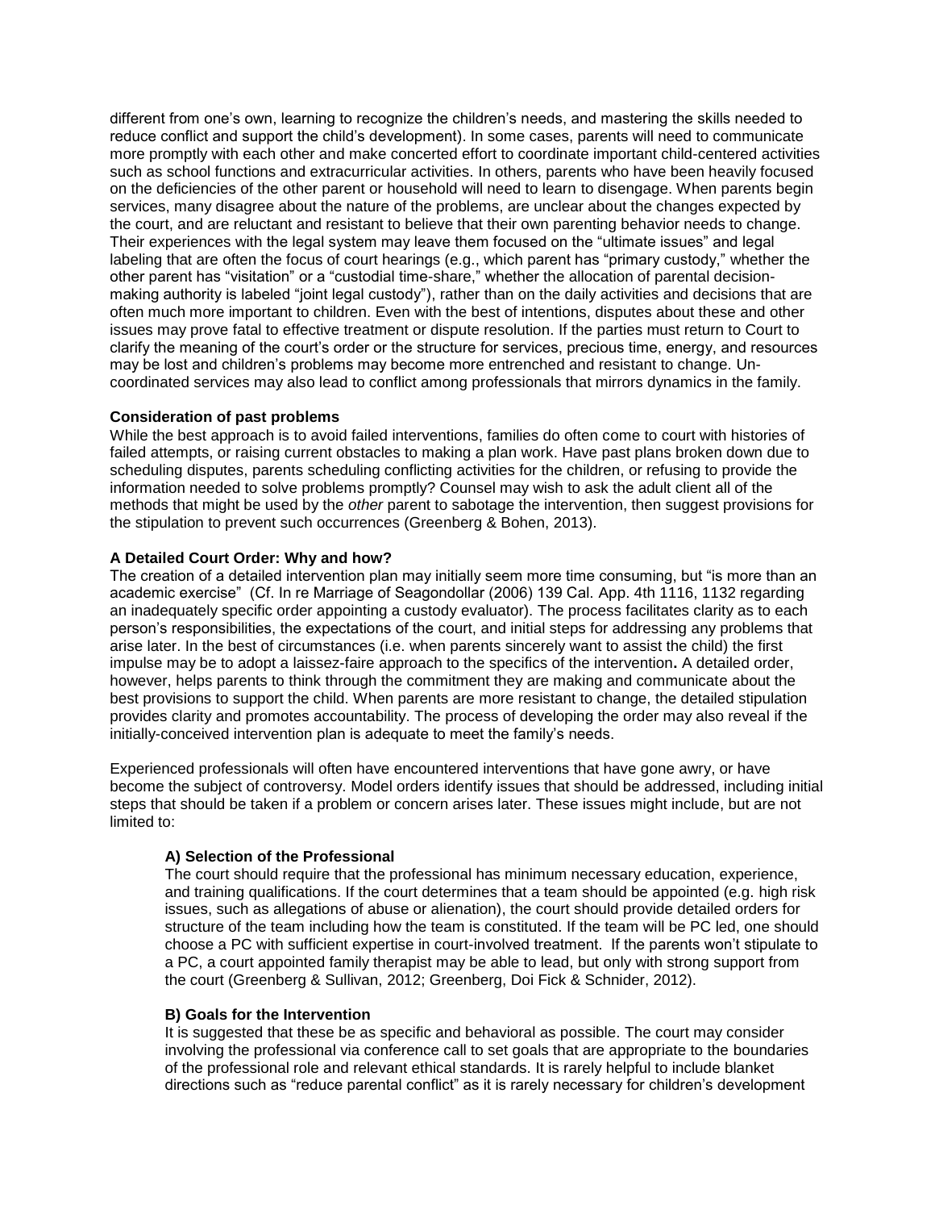different from one's own, learning to recognize the children's needs, and mastering the skills needed to reduce conflict and support the child's development). In some cases, parents will need to communicate more promptly with each other and make concerted effort to coordinate important child-centered activities such as school functions and extracurricular activities. In others, parents who have been heavily focused on the deficiencies of the other parent or household will need to learn to disengage. When parents begin services, many disagree about the nature of the problems, are unclear about the changes expected by the court, and are reluctant and resistant to believe that their own parenting behavior needs to change. Their experiences with the legal system may leave them focused on the "ultimate issues" and legal labeling that are often the focus of court hearings (e.g., which parent has "primary custody," whether the other parent has "visitation" or a "custodial time-share," whether the allocation of parental decision-making authority is labeled "joint legal custody"), rather than on the daily activities and decisions that are often much more important to children. Even with the best of intentions, disputes about these and other issues may prove fatal to effective treatment or dispute resolution. If the parties must return to Court to clarify the meaning of the court's order or the structure for services, precious time, energy, and resources may be lost and children's problems may become more entrenched and resistant to change. Un-coordinated services may also lead to conflict among professionals that mirrors dynamics in the family.

**Consideration of past problems**

While the best approach is to avoid failed interventions, families do often come to court with histories of failed attempts, or raising current obstacles to making a plan work. Have past plans broken down due to scheduling disputes, parents scheduling conflicting activities for the children, or refusing to provide the information needed to solve problems promptly? Counsel may wish to ask the adult client all of the methods that might be used by the *other* parent to sabotage the intervention, then suggest provisions for the stipulation to prevent such occurrences (Greenberg & Bohen, 2013).

**A Detailed Court Order: Why and how?**

The creation of a detailed intervention plan may initially seem more time consuming, but "is more than an academic exercise" (Cf. In re Marriage of Seagondollar (2006) 139 Cal. App. 4th 1116, 1132 regarding an inadequately specific order appointing a custody evaluator). The process facilitates clarity as to each person's responsibilities, the expectations of the court, and initial steps for addressing any problems that arise later. In the best of circumstances (i.e. when parents sincerely want to assist the child) the first impulse may be to adopt a laissez-faire approach to the specifics of the intervention. A detailed order, however, helps parents to think through the commitment they are making and communicate about the best provisions to support the child. When parents are more resistant to change, the detailed stipulation provides clarity and promotes accountability. The process of developing the order may also reveal if the initially-conceived intervention plan is adequate to meet the family's needs.

Experienced professionals will often have encountered interventions that have gone awry, or have become the subject of controversy. Model orders identify issues that should be addressed, including initial steps that should be taken if a problem or concern arises later. These issues might include, but are not limited to:

**A) Selection of the Professional**

The court should require that the professional has minimum necessary education, experience, and training qualifications. If the court determines that a team should be appointed (e.g. high risk issues, such as allegations of abuse or alienation), the court should provide detailed orders for structure of the team including how the team is constituted. If the team will be PC led, one should choose a PC with sufficient expertise in court-involved treatment. If the parents won't stipulate to a PC, a court appointed family therapist may be able to lead, but only with strong support from the court (Greenberg & Sullivan, 2012; Greenberg, Doi Fick & Schnider, 2012).

**B) Goals for the Intervention**

It is suggested that these be as specific and behavioral as possible. The court may consider involving the professional via conference call to set goals that are appropriate to the boundaries of the professional role and relevant ethical standards. It is rarely helpful to include blanket directions such as "reduce parental conflict" as it is rarely necessary for children's development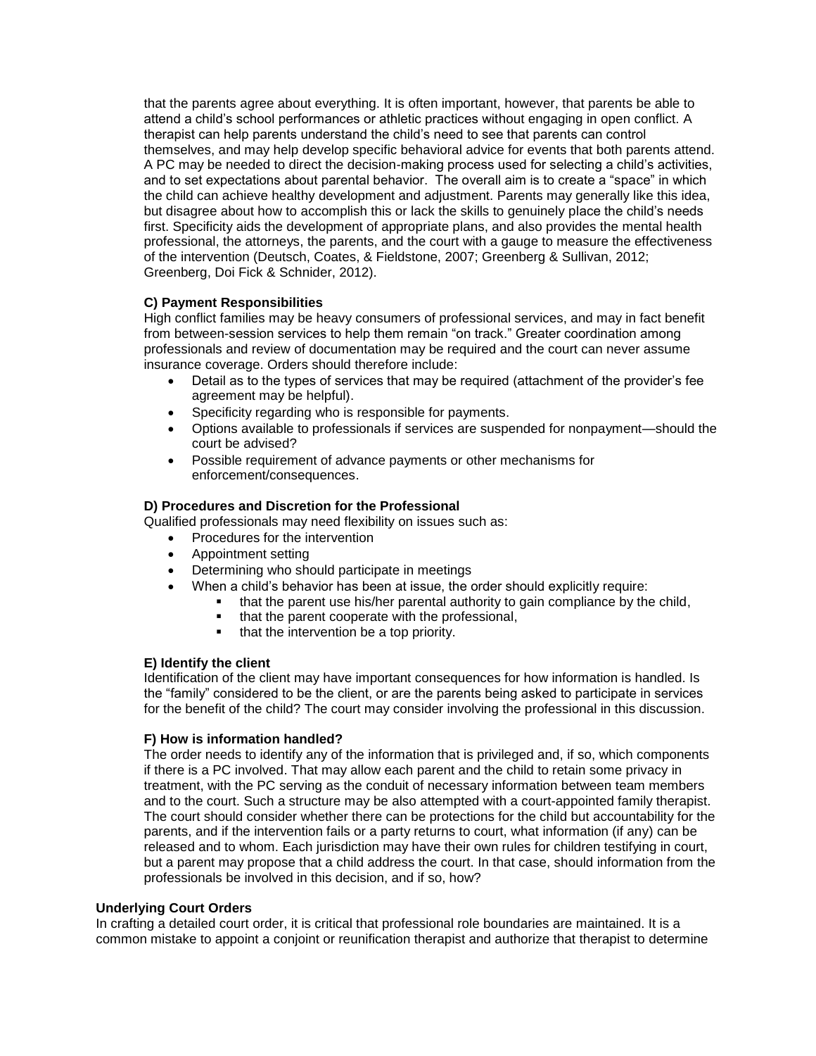that the parents agree about everything. It is often important, however, that parents be able to attend a child's school performances or athletic practices without engaging in open conflict. A therapist can help parents understand the child's need to see that parents can control themselves, and may help develop specific behavioral advice for events that both parents attend. A PC may be needed to direct the decision-making process used for selecting a child's activities, and to set expectations about parental behavior. The overall aim is to create a "space" in which the child can achieve healthy development and adjustment. Parents may generally like this idea, but disagree about how to accomplish this or lack the skills to genuinely place the child's needs first. Specificity aids the development of appropriate plans, and also provides the mental health professional, the attorneys, the parents, and the court with a gauge to measure the effectiveness of the intervention (Deutsch, Coates, & Fieldstone, 2007; Greenberg & Sullivan, 2012; Greenberg, Doi Fick & Schnider, 2012).

**C) Payment Responsibilities**

High conflict families may be heavy consumers of professional services, and may in fact benefit from between-session services to help them remain "on track." Greater coordination among professionals and review of documentation may be required and the court can never assume insurance coverage. Orders should therefore include:

- Detail as to the types of services that may be required (attachment of the provider's fee agreement may be helpful).
- Specificity regarding who is responsible for payments.
- Options available to professionals if services are suspended for nonpayment—should the court be advised?
- Possible requirement of advance payments or other mechanisms for enforcement/consequences.

**D) Procedures and Discretion for the Professional**

Qualified professionals may need flexibility on issues such as:

- Procedures for the intervention
- Appointment setting
- Determining who should participate in meetings
- When a child's behavior has been at issue, the order should explicitly require:
  - that the parent use his/her parental authority to gain compliance by the child,
  - that the parent cooperate with the professional,
  - that the intervention be a top priority.

**E) Identify the client**

Identification of the client may have important consequences for how information is handled. Is the "family" considered to be the client, or are the parents being asked to participate in services for the benefit of the child? The court may consider involving the professional in this discussion.

**F) How is information handled?**

The order needs to identify any of the information that is privileged and, if so, which components if there is a PC involved. That may allow each parent and the child to retain some privacy in treatment, with the PC serving as the conduit of necessary information between team members and to the court. Such a structure may be also attempted with a court-appointed family therapist. The court should consider whether there can be protections for the child but accountability for the parents, and if the intervention fails or a party returns to court, what information (if any) can be released and to whom. Each jurisdiction may have their own rules for children testifying in court, but a parent may propose that a child address the court. In that case, should information from the professionals be involved in this decision, and if so, how?

**Underlying Court Orders**

In crafting a detailed court order, it is critical that professional role boundaries are maintained. It is a common mistake to appoint a conjoint or reunification therapist and authorize that therapist to determine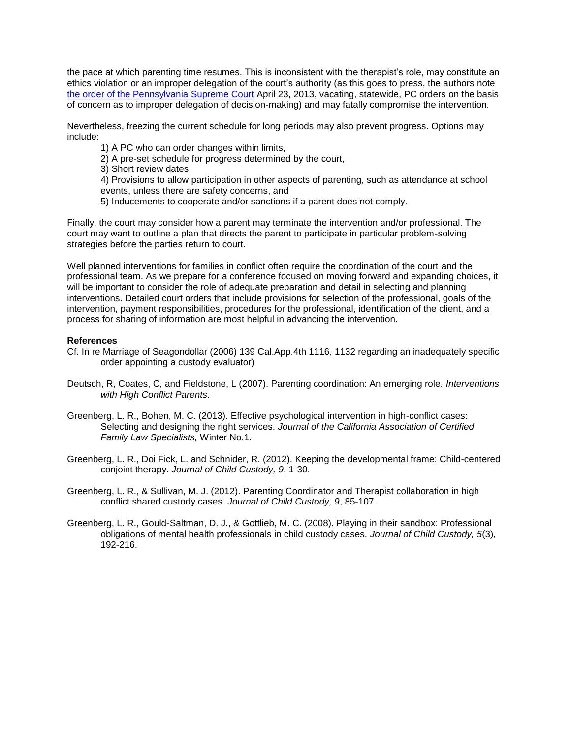the pace at which parenting time resumes. This is inconsistent with the therapist's role, may constitute an ethics violation or an improper delegation of the court's authority (as this goes to press, the authors note the order of the Pennsylvania Supreme Court April 23, 2013, vacating, statewide, PC orders on the basis of concern as to improper delegation of decision-making) and may fatally compromise the intervention.

Nevertheless, freezing the current schedule for long periods may also prevent progress. Options may include:

1) A PC who can order changes within limits,
2) A pre-set schedule for progress determined by the court,
3) Short review dates,
4) Provisions to allow participation in other aspects of parenting, such as attendance at school events, unless there are safety concerns, and
5) Inducements to cooperate and/or sanctions if a parent does not comply.

Finally, the court may consider how a parent may terminate the intervention and/or professional. The court may want to outline a plan that directs the parent to participate in particular problem-solving strategies before the parties return to court.

Well planned interventions for families in conflict often require the coordination of the court and the professional team. As we prepare for a conference focused on moving forward and expanding choices, it will be important to consider the role of adequate preparation and detail in selecting and planning interventions. Detailed court orders that include provisions for selection of the professional, goals of the intervention, payment responsibilities, procedures for the professional, identification of the client, and a process for sharing of information are most helpful in advancing the intervention.

**References**

Cf. In re Marriage of Seagondollar (2006) 139 Cal.App.4th 1116, 1132 regarding an inadequately specific order appointing a custody evaluator)

Deutsch, R, Coates, C, and Fieldstone, L (2007). Parenting coordination: An emerging role. *Interventions with High Conflict Parents*.

Greenberg, L. R., Bohen, M. C. (2013). Effective psychological intervention in high-conflict cases: Selecting and designing the right services. *Journal of the California Association of Certified Family Law Specialists,* Winter No.1.

Greenberg, L. R., Doi Fick, L. and Schnider, R. (2012). Keeping the developmental frame: Child-centered conjoint therapy. *Journal of Child Custody, 9*, 1-30.

Greenberg, L. R., & Sullivan, M. J. (2012). Parenting Coordinator and Therapist collaboration in high conflict shared custody cases. *Journal of Child Custody, 9*, 85-107.

Greenberg, L. R., Gould-Saltman, D. J., & Gottlieb, M. C. (2008). Playing in their sandbox: Professional obligations of mental health professionals in child custody cases. *Journal of Child Custody, 5*(3), 192-216.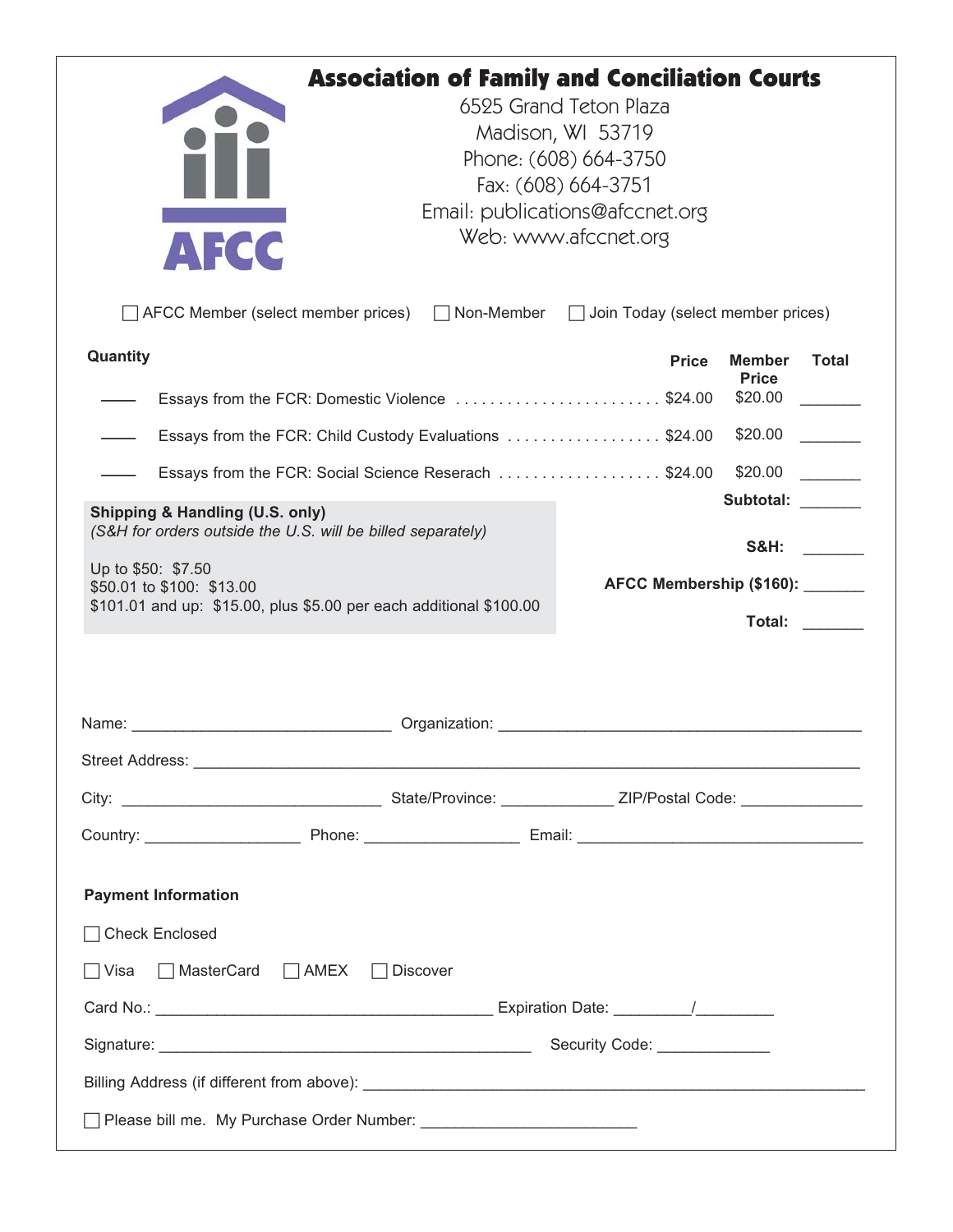# Association of Family and Conciliation Courts

AFCC

6525 Grand Teton Plaza
Madison, WI 53719
Phone: (608) 664-3750
Fax: (608) 664-3751
Email: publications@afccnet.org
Web: www.afccnet.org

☐ AFCC Member (select member prices) ☐ Non-Member ☐ Join Today (select member prices)

| Quantity | | Price | Member Price | Total |
|---|---|---|---|---|
| ____ | Essays from the FCR: Domestic Violence | $24.00 | $20.00 | _______ |
| ____ | Essays from the FCR: Child Custody Evaluations | $24.00 | $20.00 | _______ |
| ____ | Essays from the FCR: Social Science Reserach | $24.00 | $20.00 | _______ |

**Subtotal:** _______

**S&H:** _______

**AFCC Membership ($160):** _______

**Total:** _______

**Shipping & Handling (U.S. only)**
*(S&H for orders outside the U.S. will be billed separately)*

Up to $50: $7.50
$50.01 to $100: $13.00
$101.01 and up: $15.00, plus $5.00 per each additional $100.00

Name: ______________________________ Organization: ________________________________________

Street Address: ____________________________________________________________________________

City: ______________________________ State/Province: _____________ ZIP/Postal Code: _____________

Country: _________________ Phone: _________________ Email: _________________________________

**Payment Information**

☐ Check Enclosed

☐ Visa ☐ MasterCard ☐ AMEX ☐ Discover

Card No.: ______________________________________ Expiration Date: _________/_________

Signature: ___________________________________________ Security Code: _____________

Billing Address (if different from above): ___________________________________________________________

☐ Please bill me. My Purchase Order Number: ________________________